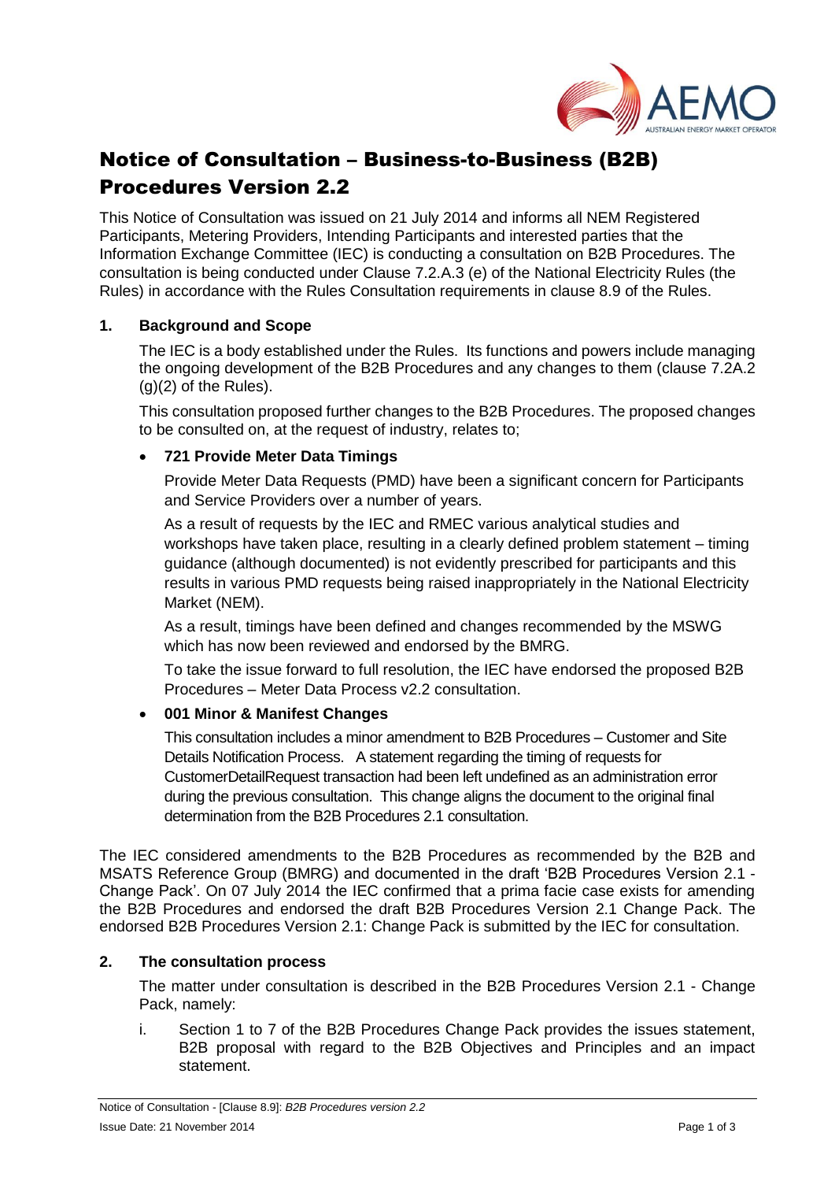# Notice of Consultation – Business-to-Business (B2B) Procedures Version 2.2

This Notice of Consultation was issued on 21 July 2014 and informs all NEM Registered Participants, Metering Providers, Intending Participants and interested parties that the Information Exchange Committee (IEC) is conducting a consultation on B2B Procedures. The consultation is being conducted under Clause 7.2.A.3 (e) of the National Electricity Rules (the Rules) in accordance with the Rules Consultation requirements in clause 8.9 of the Rules.

## 1. Background and Scope

The IEC is a body established under the Rules. Its functions and powers include managing the ongoing development of the B2B Procedures and any changes to them (clause 7.2A.2 (g)(2) of the Rules).

This consultation proposed further changes to the B2B Procedures. The proposed changes to be consulted on, at the request of industry, relates to;

- **721 Provide Meter Data Timings**

  Provide Meter Data Requests (PMD) have been a significant concern for Participants and Service Providers over a number of years.

  As a result of requests by the IEC and RMEC various analytical studies and workshops have taken place, resulting in a clearly defined problem statement – timing guidance (although documented) is not evidently prescribed for participants and this results in various PMD requests being raised inappropriately in the National Electricity Market (NEM).

  As a result, timings have been defined and changes recommended by the MSWG which has now been reviewed and endorsed by the BMRG.

  To take the issue forward to full resolution, the IEC have endorsed the proposed B2B Procedures – Meter Data Process v2.2 consultation.

- **001 Minor & Manifest Changes**

  This consultation includes a minor amendment to B2B Procedures – Customer and Site Details Notification Process. A statement regarding the timing of requests for CustomerDetailRequest transaction had been left undefined as an administration error during the previous consultation. This change aligns the document to the original final determination from the B2B Procedures 2.1 consultation.

The IEC considered amendments to the B2B Procedures as recommended by the B2B and MSATS Reference Group (BMRG) and documented in the draft 'B2B Procedures Version 2.1 - Change Pack'. On 07 July 2014 the IEC confirmed that a prima facie case exists for amending the B2B Procedures and endorsed the draft B2B Procedures Version 2.1 Change Pack. The endorsed B2B Procedures Version 2.1: Change Pack is submitted by the IEC for consultation.

## 2. The consultation process

The matter under consultation is described in the B2B Procedures Version 2.1 - Change Pack, namely:

i. Section 1 to 7 of the B2B Procedures Change Pack provides the issues statement, B2B proposal with regard to the B2B Objectives and Principles and an impact statement.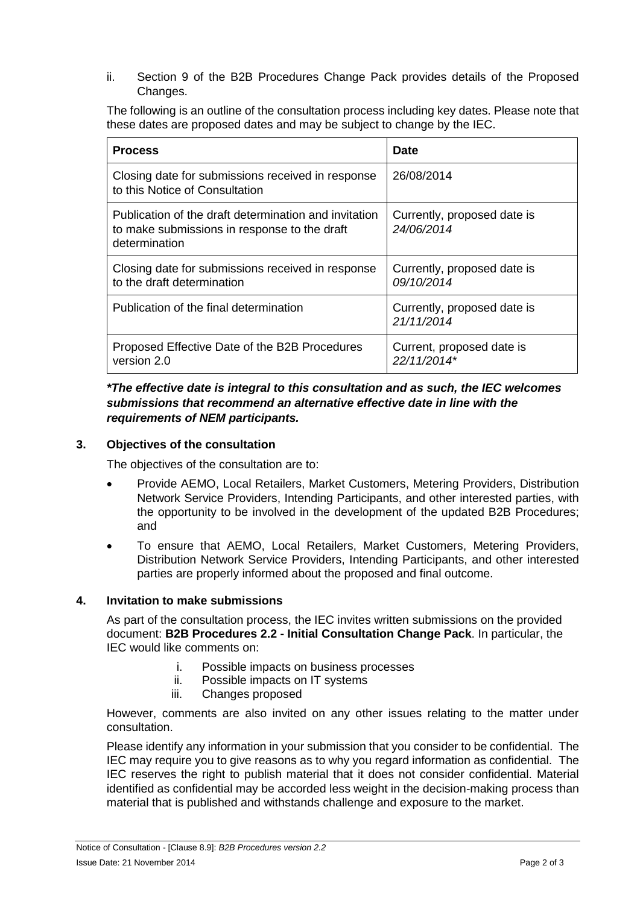ii. Section 9 of the B2B Procedures Change Pack provides details of the Proposed Changes.

The following is an outline of the consultation process including key dates. Please note that these dates are proposed dates and may be subject to change by the IEC.

| Process | Date |
| --- | --- |
| Closing date for submissions received in response to this Notice of Consultation | 26/08/2014 |
| Publication of the draft determination and invitation to make submissions in response to the draft determination | Currently, proposed date is *24/06/2014* |
| Closing date for submissions received in response to the draft determination | Currently, proposed date is *09/10/2014* |
| Publication of the final determination | Currently, proposed date is *21/11/2014* |
| Proposed Effective Date of the B2B Procedures version 2.0 | Current, proposed date is *22/11/2014\** |

***The effective date is integral to this consultation and as such, the IEC welcomes submissions that recommend an alternative effective date in line with the requirements of NEM participants.***

## 3. Objectives of the consultation

The objectives of the consultation are to:

- Provide AEMO, Local Retailers, Market Customers, Metering Providers, Distribution Network Service Providers, Intending Participants, and other interested parties, with the opportunity to be involved in the development of the updated B2B Procedures; and
- To ensure that AEMO, Local Retailers, Market Customers, Metering Providers, Distribution Network Service Providers, Intending Participants, and other interested parties are properly informed about the proposed and final outcome.

## 4. Invitation to make submissions

As part of the consultation process, the IEC invites written submissions on the provided document: **B2B Procedures 2.2 - Initial Consultation Change Pack**. In particular, the IEC would like comments on:

i. Possible impacts on business processes
ii. Possible impacts on IT systems
iii. Changes proposed

However, comments are also invited on any other issues relating to the matter under consultation.

Please identify any information in your submission that you consider to be confidential. The IEC may require you to give reasons as to why you regard information as confidential. The IEC reserves the right to publish material that it does not consider confidential. Material identified as confidential may be accorded less weight in the decision-making process than material that is published and withstands challenge and exposure to the market.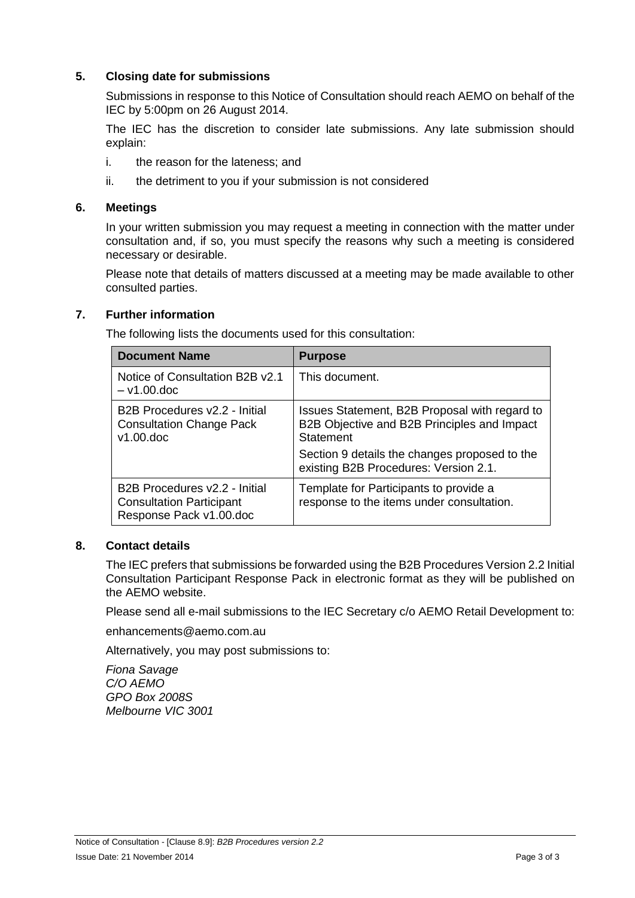## 5. Closing date for submissions

Submissions in response to this Notice of Consultation should reach AEMO on behalf of the IEC by 5:00pm on 26 August 2014.

The IEC has the discretion to consider late submissions. Any late submission should explain:

i. the reason for the lateness; and

ii. the detriment to you if your submission is not considered

## 6. Meetings

In your written submission you may request a meeting in connection with the matter under consultation and, if so, you must specify the reasons why such a meeting is considered necessary or desirable.

Please note that details of matters discussed at a meeting may be made available to other consulted parties.

## 7. Further information

The following lists the documents used for this consultation:

| Document Name | Purpose |
|---|---|
| Notice of Consultation B2B v2.1 – v1.00.doc | This document. |
| B2B Procedures v2.2 - Initial Consultation Change Pack v1.00.doc | Issues Statement, B2B Proposal with regard to B2B Objective and B2B Principles and Impact Statement<br>Section 9 details the changes proposed to the existing B2B Procedures: Version 2.1. |
| B2B Procedures v2.2 - Initial Consultation Participant Response Pack v1.00.doc | Template for Participants to provide a response to the items under consultation. |

## 8. Contact details

The IEC prefers that submissions be forwarded using the B2B Procedures Version 2.2 Initial Consultation Participant Response Pack in electronic format as they will be published on the AEMO website.

Please send all e-mail submissions to the IEC Secretary c/o AEMO Retail Development to:

enhancements@aemo.com.au

Alternatively, you may post submissions to:

*Fiona Savage*  
*C/O AEMO*  
*GPO Box 2008S*  
*Melbourne VIC 3001*